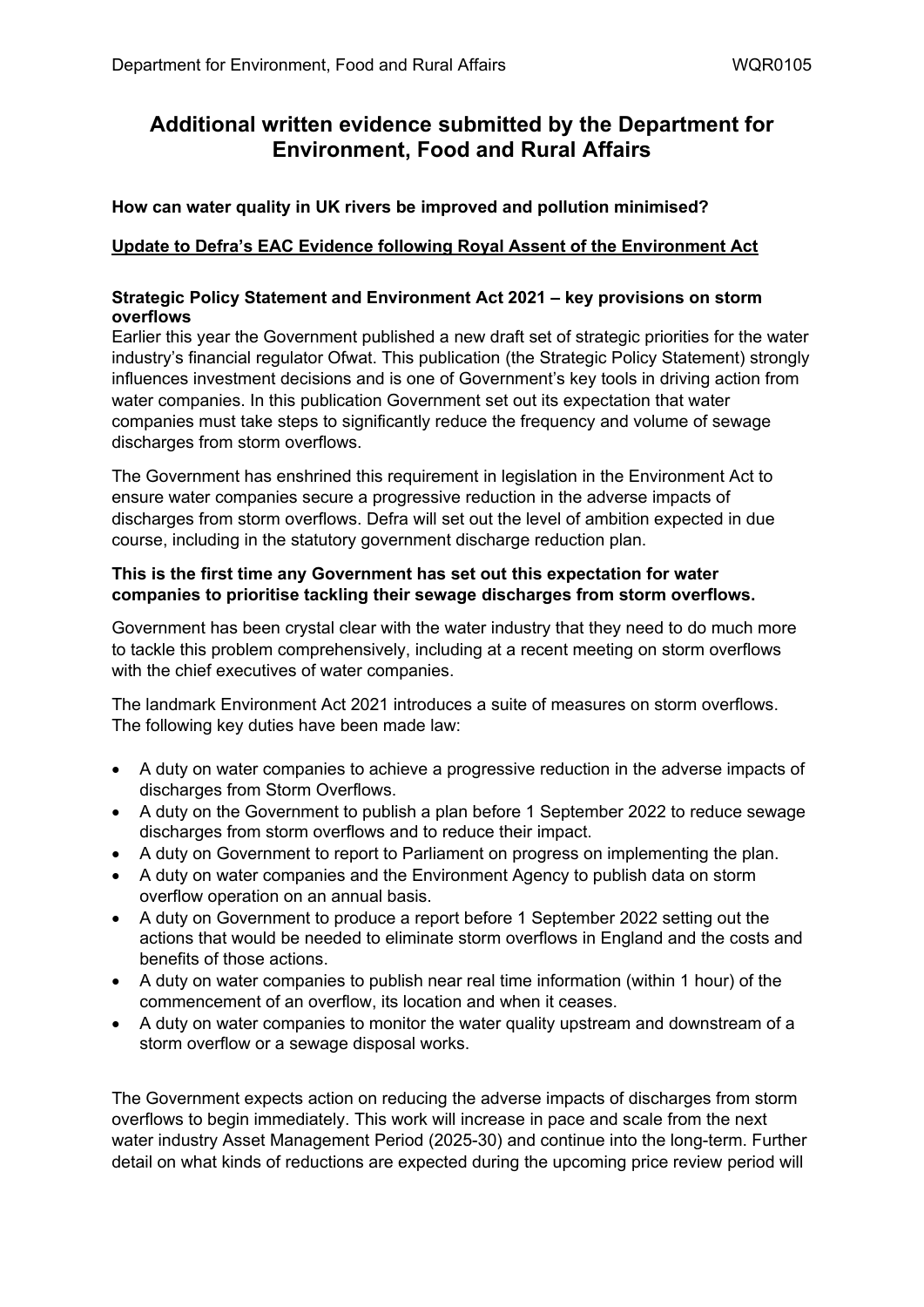# Additional written evidence submitted by the Department for Environment, Food and Rural Affairs

**How can water quality in UK rivers be improved and pollution minimised?**

**Update to Defra's EAC Evidence following Royal Assent of the Environment Act**

**Strategic Policy Statement and Environment Act 2021 – key provisions on storm overflows**

Earlier this year the Government published a new draft set of strategic priorities for the water industry's financial regulator Ofwat. This publication (the Strategic Policy Statement) strongly influences investment decisions and is one of Government's key tools in driving action from water companies. In this publication Government set out its expectation that water companies must take steps to significantly reduce the frequency and volume of sewage discharges from storm overflows.

The Government has enshrined this requirement in legislation in the Environment Act to ensure water companies secure a progressive reduction in the adverse impacts of discharges from storm overflows. Defra will set out the level of ambition expected in due course, including in the statutory government discharge reduction plan.

**This is the first time any Government has set out this expectation for water companies to prioritise tackling their sewage discharges from storm overflows.**

Government has been crystal clear with the water industry that they need to do much more to tackle this problem comprehensively, including at a recent meeting on storm overflows with the chief executives of water companies.

The landmark Environment Act 2021 introduces a suite of measures on storm overflows. The following key duties have been made law:

- A duty on water companies to achieve a progressive reduction in the adverse impacts of discharges from Storm Overflows.
- A duty on the Government to publish a plan before 1 September 2022 to reduce sewage discharges from storm overflows and to reduce their impact.
- A duty on Government to report to Parliament on progress on implementing the plan.
- A duty on water companies and the Environment Agency to publish data on storm overflow operation on an annual basis.
- A duty on Government to produce a report before 1 September 2022 setting out the actions that would be needed to eliminate storm overflows in England and the costs and benefits of those actions.
- A duty on water companies to publish near real time information (within 1 hour) of the commencement of an overflow, its location and when it ceases.
- A duty on water companies to monitor the water quality upstream and downstream of a storm overflow or a sewage disposal works.

The Government expects action on reducing the adverse impacts of discharges from storm overflows to begin immediately. This work will increase in pace and scale from the next water industry Asset Management Period (2025-30) and continue into the long-term. Further detail on what kinds of reductions are expected during the upcoming price review period will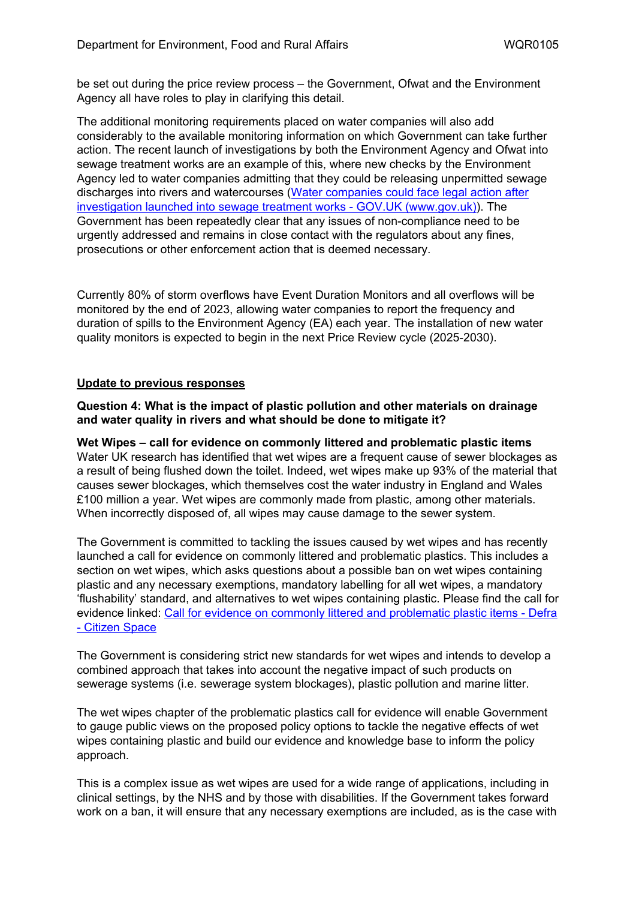be set out during the price review process – the Government, Ofwat and the Environment Agency all have roles to play in clarifying this detail.

The additional monitoring requirements placed on water companies will also add considerably to the available monitoring information on which Government can take further action. The recent launch of investigations by both the Environment Agency and Ofwat into sewage treatment works are an example of this, where new checks by the Environment Agency led to water companies admitting that they could be releasing unpermitted sewage discharges into rivers and watercourses ([Water companies could face legal action after investigation launched into sewage treatment works - GOV.UK (www.gov.uk)]). The Government has been repeatedly clear that any issues of non-compliance need to be urgently addressed and remains in close contact with the regulators about any fines, prosecutions or other enforcement action that is deemed necessary.

Currently 80% of storm overflows have Event Duration Monitors and all overflows will be monitored by the end of 2023, allowing water companies to report the frequency and duration of spills to the Environment Agency (EA) each year. The installation of new water quality monitors is expected to begin in the next Price Review cycle (2025-2030).

## <u>Update to previous responses</u>

**Question 4: What is the impact of plastic pollution and other materials on drainage and water quality in rivers and what should be done to mitigate it?**

**Wet Wipes – call for evidence on commonly littered and problematic plastic items**
Water UK research has identified that wet wipes are a frequent cause of sewer blockages as a result of being flushed down the toilet. Indeed, wet wipes make up 93% of the material that causes sewer blockages, which themselves cost the water industry in England and Wales £100 million a year. Wet wipes are commonly made from plastic, among other materials. When incorrectly disposed of, all wipes may cause damage to the sewer system.

The Government is committed to tackling the issues caused by wet wipes and has recently launched a call for evidence on commonly littered and problematic plastics. This includes a section on wet wipes, which asks questions about a possible ban on wet wipes containing plastic and any necessary exemptions, mandatory labelling for all wet wipes, a mandatory 'flushability' standard, and alternatives to wet wipes containing plastic. Please find the call for evidence linked: [Call for evidence on commonly littered and problematic plastic items - Defra - Citizen Space]

The Government is considering strict new standards for wet wipes and intends to develop a combined approach that takes into account the negative impact of such products on sewerage systems (i.e. sewerage system blockages), plastic pollution and marine litter.

The wet wipes chapter of the problematic plastics call for evidence will enable Government to gauge public views on the proposed policy options to tackle the negative effects of wet wipes containing plastic and build our evidence and knowledge base to inform the policy approach.

This is a complex issue as wet wipes are used for a wide range of applications, including in clinical settings, by the NHS and by those with disabilities. If the Government takes forward work on a ban, it will ensure that any necessary exemptions are included, as is the case with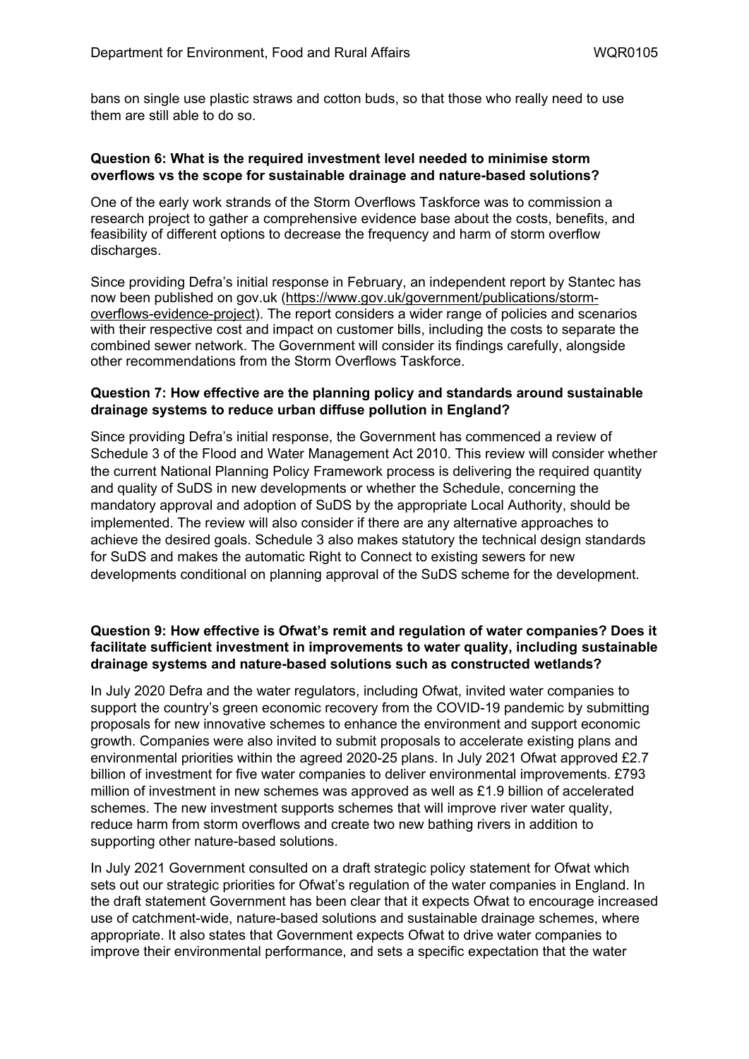bans on single use plastic straws and cotton buds, so that those who really need to use them are still able to do so.

**Question 6: What is the required investment level needed to minimise storm overflows vs the scope for sustainable drainage and nature-based solutions?**

One of the early work strands of the Storm Overflows Taskforce was to commission a research project to gather a comprehensive evidence base about the costs, benefits, and feasibility of different options to decrease the frequency and harm of storm overflow discharges.

Since providing Defra's initial response in February, an independent report by Stantec has now been published on gov.uk (https://www.gov.uk/government/publications/storm-overflows-evidence-project). The report considers a wider range of policies and scenarios with their respective cost and impact on customer bills, including the costs to separate the combined sewer network. The Government will consider its findings carefully, alongside other recommendations from the Storm Overflows Taskforce.

**Question 7: How effective are the planning policy and standards around sustainable drainage systems to reduce urban diffuse pollution in England?**

Since providing Defra's initial response, the Government has commenced a review of Schedule 3 of the Flood and Water Management Act 2010. This review will consider whether the current National Planning Policy Framework process is delivering the required quantity and quality of SuDS in new developments or whether the Schedule, concerning the mandatory approval and adoption of SuDS by the appropriate Local Authority, should be implemented. The review will also consider if there are any alternative approaches to achieve the desired goals. Schedule 3 also makes statutory the technical design standards for SuDS and makes the automatic Right to Connect to existing sewers for new developments conditional on planning approval of the SuDS scheme for the development.

**Question 9: How effective is Ofwat's remit and regulation of water companies? Does it facilitate sufficient investment in improvements to water quality, including sustainable drainage systems and nature-based solutions such as constructed wetlands?**

In July 2020 Defra and the water regulators, including Ofwat, invited water companies to support the country's green economic recovery from the COVID-19 pandemic by submitting proposals for new innovative schemes to enhance the environment and support economic growth. Companies were also invited to submit proposals to accelerate existing plans and environmental priorities within the agreed 2020-25 plans. In July 2021 Ofwat approved £2.7 billion of investment for five water companies to deliver environmental improvements. £793 million of investment in new schemes was approved as well as £1.9 billion of accelerated schemes. The new investment supports schemes that will improve river water quality, reduce harm from storm overflows and create two new bathing rivers in addition to supporting other nature-based solutions.

In July 2021 Government consulted on a draft strategic policy statement for Ofwat which sets out our strategic priorities for Ofwat's regulation of the water companies in England. In the draft statement Government has been clear that it expects Ofwat to encourage increased use of catchment-wide, nature-based solutions and sustainable drainage schemes, where appropriate. It also states that Government expects Ofwat to drive water companies to improve their environmental performance, and sets a specific expectation that the water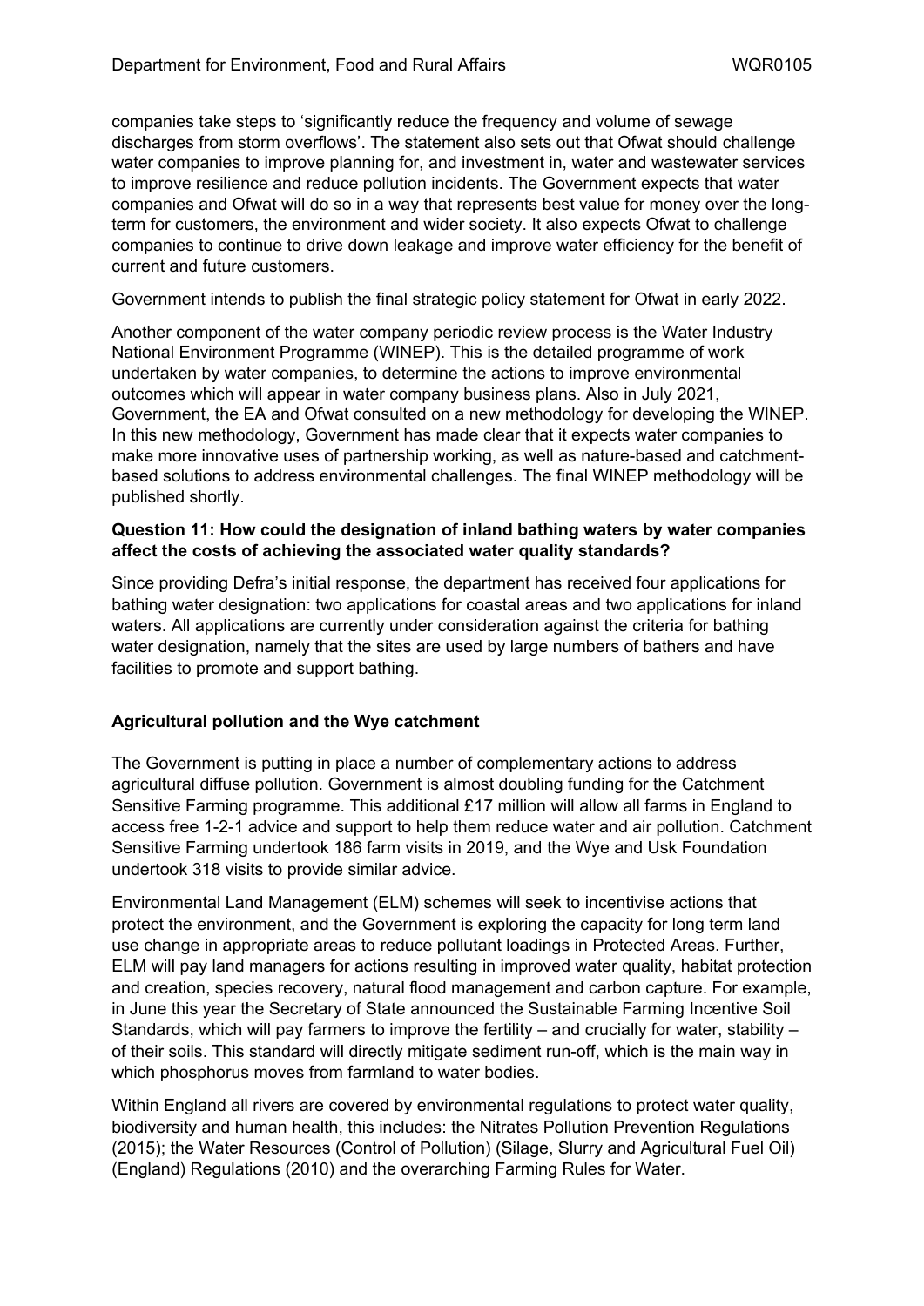companies take steps to 'significantly reduce the frequency and volume of sewage discharges from storm overflows'. The statement also sets out that Ofwat should challenge water companies to improve planning for, and investment in, water and wastewater services to improve resilience and reduce pollution incidents. The Government expects that water companies and Ofwat will do so in a way that represents best value for money over the long-term for customers, the environment and wider society. It also expects Ofwat to challenge companies to continue to drive down leakage and improve water efficiency for the benefit of current and future customers.

Government intends to publish the final strategic policy statement for Ofwat in early 2022.

Another component of the water company periodic review process is the Water Industry National Environment Programme (WINEP). This is the detailed programme of work undertaken by water companies, to determine the actions to improve environmental outcomes which will appear in water company business plans. Also in July 2021, Government, the EA and Ofwat consulted on a new methodology for developing the WINEP. In this new methodology, Government has made clear that it expects water companies to make more innovative uses of partnership working, as well as nature-based and catchment-based solutions to address environmental challenges. The final WINEP methodology will be published shortly.

**Question 11: How could the designation of inland bathing waters by water companies affect the costs of achieving the associated water quality standards?**

Since providing Defra's initial response, the department has received four applications for bathing water designation: two applications for coastal areas and two applications for inland waters. All applications are currently under consideration against the criteria for bathing water designation, namely that the sites are used by large numbers of bathers and have facilities to promote and support bathing.

## Agricultural pollution and the Wye catchment

The Government is putting in place a number of complementary actions to address agricultural diffuse pollution. Government is almost doubling funding for the Catchment Sensitive Farming programme. This additional £17 million will allow all farms in England to access free 1-2-1 advice and support to help them reduce water and air pollution. Catchment Sensitive Farming undertook 186 farm visits in 2019, and the Wye and Usk Foundation undertook 318 visits to provide similar advice.

Environmental Land Management (ELM) schemes will seek to incentivise actions that protect the environment, and the Government is exploring the capacity for long term land use change in appropriate areas to reduce pollutant loadings in Protected Areas. Further, ELM will pay land managers for actions resulting in improved water quality, habitat protection and creation, species recovery, natural flood management and carbon capture. For example, in June this year the Secretary of State announced the Sustainable Farming Incentive Soil Standards, which will pay farmers to improve the fertility – and crucially for water, stability – of their soils. This standard will directly mitigate sediment run-off, which is the main way in which phosphorus moves from farmland to water bodies.

Within England all rivers are covered by environmental regulations to protect water quality, biodiversity and human health, this includes: the Nitrates Pollution Prevention Regulations (2015); the Water Resources (Control of Pollution) (Silage, Slurry and Agricultural Fuel Oil) (England) Regulations (2010) and the overarching Farming Rules for Water.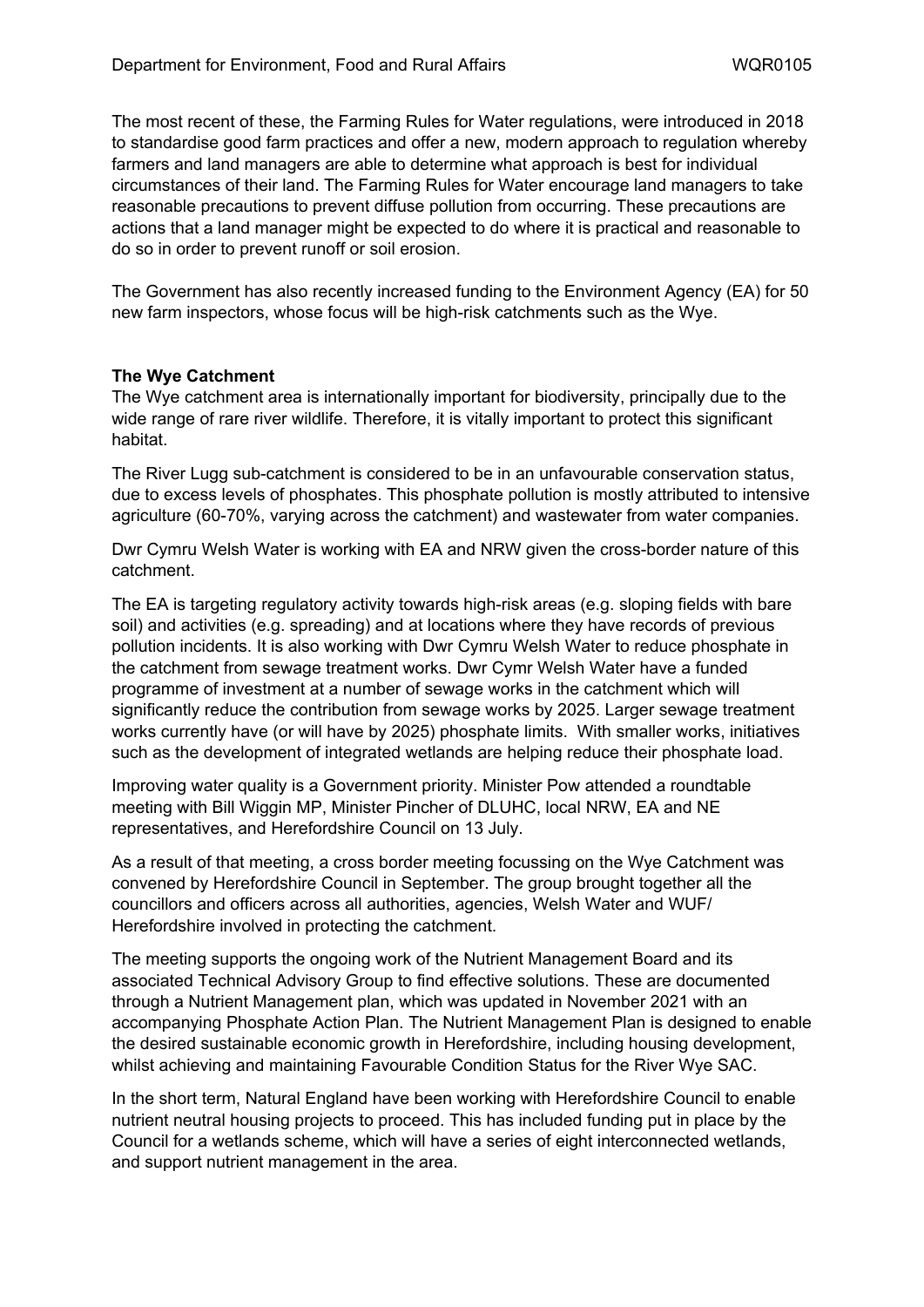The most recent of these, the Farming Rules for Water regulations, were introduced in 2018 to standardise good farm practices and offer a new, modern approach to regulation whereby farmers and land managers are able to determine what approach is best for individual circumstances of their land. The Farming Rules for Water encourage land managers to take reasonable precautions to prevent diffuse pollution from occurring. These precautions are actions that a land manager might be expected to do where it is practical and reasonable to do so in order to prevent runoff or soil erosion.

The Government has also recently increased funding to the Environment Agency (EA) for 50 new farm inspectors, whose focus will be high-risk catchments such as the Wye.

**The Wye Catchment**

The Wye catchment area is internationally important for biodiversity, principally due to the wide range of rare river wildlife. Therefore, it is vitally important to protect this significant habitat.

The River Lugg sub-catchment is considered to be in an unfavourable conservation status, due to excess levels of phosphates. This phosphate pollution is mostly attributed to intensive agriculture (60-70%, varying across the catchment) and wastewater from water companies.

Dwr Cymru Welsh Water is working with EA and NRW given the cross-border nature of this catchment.

The EA is targeting regulatory activity towards high-risk areas (e.g. sloping fields with bare soil) and activities (e.g. spreading) and at locations where they have records of previous pollution incidents. It is also working with Dwr Cymru Welsh Water to reduce phosphate in the catchment from sewage treatment works. Dwr Cymr Welsh Water have a funded programme of investment at a number of sewage works in the catchment which will significantly reduce the contribution from sewage works by 2025. Larger sewage treatment works currently have (or will have by 2025) phosphate limits. With smaller works, initiatives such as the development of integrated wetlands are helping reduce their phosphate load.

Improving water quality is a Government priority. Minister Pow attended a roundtable meeting with Bill Wiggin MP, Minister Pincher of DLUHC, local NRW, EA and NE representatives, and Herefordshire Council on 13 July.

As a result of that meeting, a cross border meeting focussing on the Wye Catchment was convened by Herefordshire Council in September. The group brought together all the councillors and officers across all authorities, agencies, Welsh Water and WUF/ Herefordshire involved in protecting the catchment.

The meeting supports the ongoing work of the Nutrient Management Board and its associated Technical Advisory Group to find effective solutions. These are documented through a Nutrient Management plan, which was updated in November 2021 with an accompanying Phosphate Action Plan. The Nutrient Management Plan is designed to enable the desired sustainable economic growth in Herefordshire, including housing development, whilst achieving and maintaining Favourable Condition Status for the River Wye SAC.

In the short term, Natural England have been working with Herefordshire Council to enable nutrient neutral housing projects to proceed. This has included funding put in place by the Council for a wetlands scheme, which will have a series of eight interconnected wetlands, and support nutrient management in the area.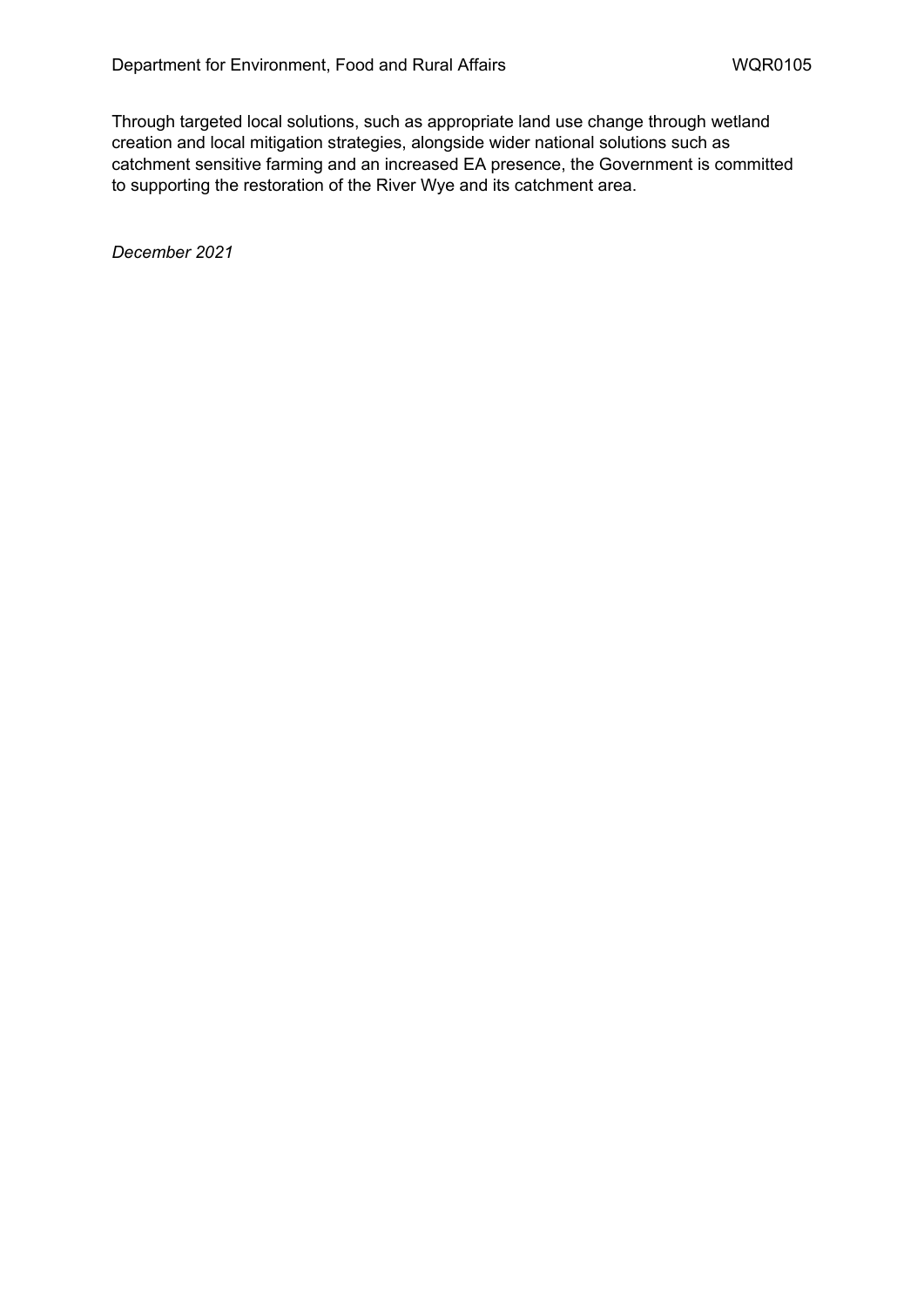Through targeted local solutions, such as appropriate land use change through wetland creation and local mitigation strategies, alongside wider national solutions such as catchment sensitive farming and an increased EA presence, the Government is committed to supporting the restoration of the River Wye and its catchment area.

*December 2021*